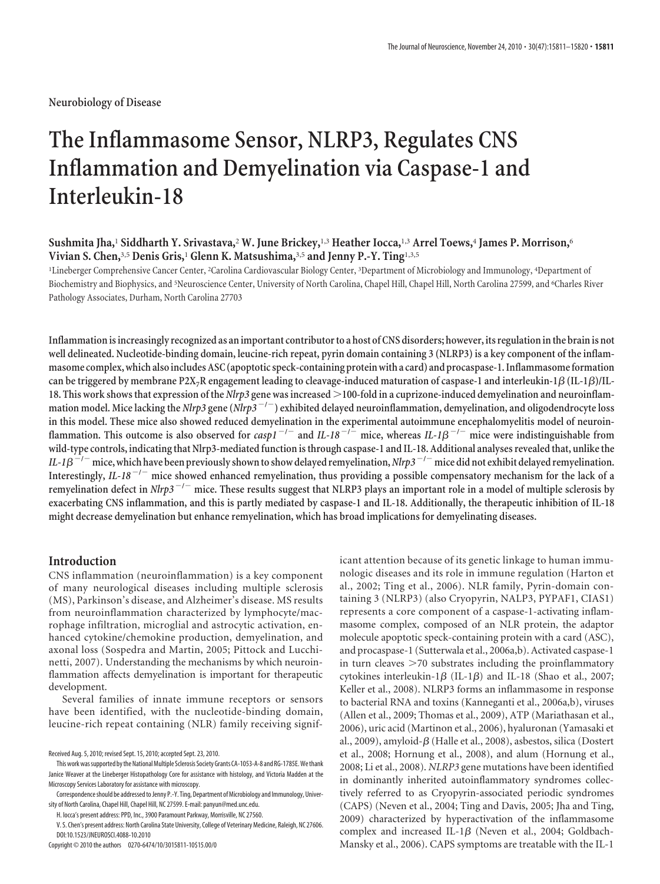Neurobiology of Disease

# The Inflammasome Sensor, NLRP3, Regulates CNS Inflammation and Demyelination via Caspase-1 and Interleukin-18

**Sushmita Jha,[1] Siddharth Y. Srivastava,[2] W. June Brickey,[1,3] Heather Iocca,[1,3] Arrel Toews,[4] James P. Morrison,[6] Vivian S. Chen,[3,5] Denis Gris,[1] Glenn K. Matsushima,[3,5] and Jenny P.-Y. Ting[1,3,5]**

[1]Lineberger Comprehensive Cancer Center, [2]Carolina Cardiovascular Biology Center, [3]Department of Microbiology and Immunology, [4]Department of Biochemistry and Biophysics, and [5]Neuroscience Center, University of North Carolina, Chapel Hill, Chapel Hill, North Carolina 27599, and [6]Charles River Pathology Associates, Durham, North Carolina 27703

**Inflammation is increasingly recognized as an important contributor to a host of CNS disorders; however, its regulation in the brain is not well delineated. Nucleotide-binding domain, leucine-rich repeat, pyrin domain containing 3 (NLRP3) is a key component of the inflammasome complex, which also includes ASC (apoptotic speck-containing protein with a card) and procaspase-1. Inflammasome formation can be triggered by membrane $P2X_7R$ engagement leading to cleavage-induced maturation of caspase-1 and interleukin-1$\beta$ (IL-1$\beta$)/IL-18. This work shows that expression of the *Nlrp3* gene was increased >100-fold in a cuprizone-induced demyelination and neuroinflammation model. Mice lacking the *Nlrp3* gene (*Nlrp3*$^{-/-}$) exhibited delayed neuroinflammation, demyelination, and oligodendrocyte loss in this model. These mice also showed reduced demyelination in the experimental autoimmune encephalomyelitis model of neuroinflammation. This outcome is also observed for *casp1*$^{-/-}$ and *IL-18*$^{-/-}$ mice, whereas *IL-1β*$^{-/-}$ mice were indistinguishable from wild-type controls, indicating that Nlrp3-mediated function is through caspase-1 and IL-18. Additional analyses revealed that, unlike the *IL-1β*$^{-/-}$ mice, which have been previously shown to show delayed remyelination, *Nlrp3*$^{-/-}$ mice did not exhibit delayed remyelination. Interestingly, *IL-18*$^{-/-}$ mice showed enhanced remyelination, thus providing a possible compensatory mechanism for the lack of a remyelination defect in *Nlrp3*$^{-/-}$ mice. These results suggest that NLRP3 plays an important role in a model of multiple sclerosis by exacerbating CNS inflammation, and this is partly mediated by caspase-1 and IL-18. Additionally, the therapeutic inhibition of IL-18 might decrease demyelination but enhance remyelination, which has broad implications for demyelinating diseases.**

## Introduction

CNS inflammation (neuroinflammation) is a key component of many neurological diseases including multiple sclerosis (MS), Parkinson's disease, and Alzheimer's disease. MS results from neuroinflammation characterized by lymphocyte/macrophage infiltration, microglial and astrocytic activation, enhanced cytokine/chemokine production, demyelination, and axonal loss (Sospedra and Martin, 2005; Pittock and Lucchinetti, 2007). Understanding the mechanisms by which neuroinflammation affects demyelination is important for therapeutic development.

Several families of innate immune receptors or sensors have been identified, with the nucleotide-binding domain, leucine-rich repeat containing (NLR) family receiving significant attention because of its genetic linkage to human immunologic diseases and its role in immune regulation (Harton et al., 2002; Ting et al., 2006). NLR family, Pyrin-domain containing 3 (NLRP3) (also Cryopyrin, NALP3, PYPAF1, CIAS1) represents a core component of a caspase-1-activating inflammasome complex, composed of an NLR protein, the adaptor molecule apoptotic speck-containing protein with a card (ASC), and procaspase-1 (Sutterwala et al., 2006a,b). Activated caspase-1 in turn cleaves >70 substrates including the proinflammatory cytokines interleukin-1$\beta$ (IL-1$\beta$) and IL-18 (Shao et al., 2007; Keller et al., 2008). NLRP3 forms an inflammasome in response to bacterial RNA and toxins (Kanneganti et al., 2006a,b), viruses (Allen et al., 2009; Thomas et al., 2009), ATP (Mariathasan et al., 2006), uric acid (Martinon et al., 2006), hyaluronan (Yamasaki et al., 2009), amyloid-$\beta$ (Halle et al., 2008), asbestos, silica (Dostert et al., 2008; Hornung et al., 2008), and alum (Hornung et al., 2008; Li et al., 2008). *NLRP3* gene mutations have been identified in dominantly inherited autoinflammatory syndromes collectively referred to as Cryopyrin-associated periodic syndromes (CAPS) (Neven et al., 2004; Ting and Davis, 2005; Jha and Ting, 2009) characterized by hyperactivation of the inflammasome complex and increased IL-1$\beta$ (Neven et al., 2004; Goldbach-Mansky et al., 2006). CAPS symptoms are treatable with the IL-1

Received Aug. 5, 2010; revised Sept. 15, 2010; accepted Sept. 23, 2010.

This work was supported by the National Multiple Sclerosis Society Grants CA-1053-A-8 and RG-1785E. We thank Janice Weaver at the Lineberger Histopathology Core for assistance with histology, and Victoria Madden at the Microscopy Services Laboratory for assistance with microscopy.

Correspondence should be addressed to Jenny P.-Y. Ting, Department of Microbiology and Immunology, University of North Carolina, Chapel Hill, Chapel Hill, NC 27599. E-mail: panyun@med.unc.edu.

H. Iocca's present address: PPD, Inc., 3900 Paramount Parkway, Morrisville, NC 27560.

V. S. Chen's present address: North Carolina State University, College of Veterinary Medicine, Raleigh, NC 27606.

DOI:10.1523/JNEUROSCI.4088-10.2010

Copyright © 2010 the authors 0270-6474/10/3015811-10$15.00/0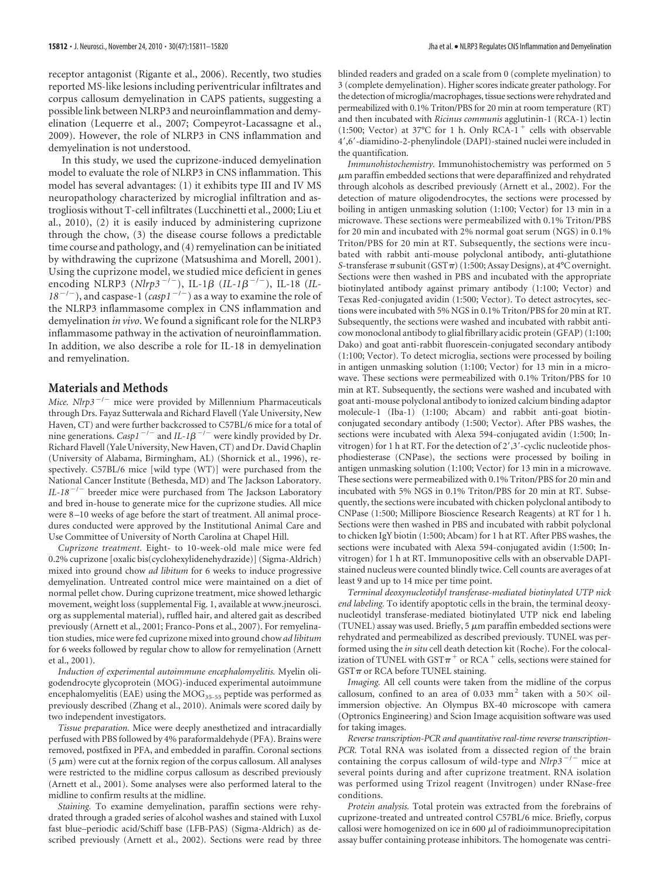receptor antagonist (Rigante et al., 2006). Recently, two studies reported MS-like lesions including periventricular infiltrates and corpus callosum demyelination in CAPS patients, suggesting a possible link between NLRP3 and neuroinflammation and demyelination (Lequerre et al., 2007; Compeyrot-Lacassagne et al., 2009). However, the role of NLRP3 in CNS inflammation and demyelination is not understood.

In this study, we used the cuprizone-induced demyelination model to evaluate the role of NLRP3 in CNS inflammation. This model has several advantages: (1) it exhibits type III and IV MS neuropathology characterized by microglial infiltration and astrogliosis without T-cell infiltrates (Lucchinetti et al., 2000; Liu et al., 2010), (2) it is easily induced by administering cuprizone through the chow, (3) the disease course follows a predictable time course and pathology, and (4) remyelination can be initiated by withdrawing the cuprizone (Matsushima and Morell, 2001). Using the cuprizone model, we studied mice deficient in genes encoding NLRP3 (*Nlrp3*$^{-/-}$), IL-1β (*IL-1β*$^{-/-}$), IL-18 (*IL-18*$^{-/-}$), and caspase-1 (*casp1*$^{-/-}$) as a way to examine the role of the NLRP3 inflammasome complex in CNS inflammation and demyelination *in vivo*. We found a significant role for the NLRP3 inflammasome pathway in the activation of neuroinflammation. In addition, we also describe a role for IL-18 in demyelination and remyelination.

## Materials and Methods

*Mice. Nlrp3*$^{-/-}$ mice were provided by Millennium Pharmaceuticals through Drs. Fayaz Sutterwala and Richard Flavell (Yale University, New Haven, CT) and were further backcrossed to C57BL/6 mice for a total of nine generations. *Casp1*$^{-/-}$ and *IL-1β*$^{-/-}$ were kindly provided by Dr. Richard Flavell (Yale University, New Haven, CT) and Dr. David Chaplin (University of Alabama, Birmingham, AL) (Shornick et al., 1996), respectively. C57BL/6 mice [wild type (WT)] were purchased from the National Cancer Institute (Bethesda, MD) and The Jackson Laboratory. *IL-18*$^{-/-}$ breeder mice were purchased from The Jackson Laboratory and bred in-house to generate mice for the cuprizone studies. All mice were 8–10 weeks of age before the start of treatment. All animal procedures conducted were approved by the Institutional Animal Care and Use Committee of University of North Carolina at Chapel Hill.

*Cuprizone treatment.* Eight- to 10-week-old male mice were fed 0.2% cuprizone [oxalic bis(cyclohexylidenehydrazide)] (Sigma-Aldrich) mixed into ground chow *ad libitum* for 6 weeks to induce progressive demyelination. Untreated control mice were maintained on a diet of normal pellet chow. During cuprizone treatment, mice showed lethargic movement, weight loss (supplemental Fig. 1, available at www.jneurosci.org as supplemental material), ruffled hair, and altered gait as described previously (Arnett et al., 2001; Franco-Pons et al., 2007). For remyelination studies, mice were fed cuprizone mixed into ground chow *ad libitum* for 6 weeks followed by regular chow to allow for remyelination (Arnett et al., 2001).

*Induction of experimental autoimmune encephalomyelitis.* Myelin oligodendrocyte glycoprotein (MOG)-induced experimental autoimmune encephalomyelitis (EAE) using the $MOG_{35-55}$ peptide was performed as previously described (Zhang et al., 2010). Animals were scored daily by two independent investigators.

*Tissue preparation.* Mice were deeply anesthetized and intracardially perfused with PBS followed by 4% paraformaldehyde (PFA). Brains were removed, postfixed in PFA, and embedded in paraffin. Coronal sections (5 μm) were cut at the fornix region of the corpus callosum. All analyses were restricted to the midline corpus callosum as described previously (Arnett et al., 2001). Some analyses were also performed lateral to the midline to confirm results at the midline.

*Staining.* To examine demyelination, paraffin sections were rehydrated through a graded series of alcohol washes and stained with Luxol fast blue–periodic acid/Schiff base (LFB-PAS) (Sigma-Aldrich) as described previously (Arnett et al., 2002). Sections were read by three blinded readers and graded on a scale from 0 (complete myelination) to 3 (complete demyelination). Higher scores indicate greater pathology. For the detection of microglia/macrophages, tissue sections were rehydrated and permeabilized with 0.1% Triton/PBS for 20 min at room temperature (RT) and then incubated with *Ricinus communis* agglutinin-1 (RCA-1) lectin (1:500; Vector) at 37°C for 1 h. Only RCA-1$^{+}$ cells with observable 4′,6′-diamidino-2-phenylindole (DAPI)-stained nuclei were included in the quantification.

*Immunohistochemistry.* Immunohistochemistry was performed on 5 μm paraffin embedded sections that were deparaffinized and rehydrated through alcohols as described previously (Arnett et al., 2002). For the detection of mature oligodendrocytes, the sections were processed by boiling in antigen unmasking solution (1:100; Vector) for 13 min in a microwave. These sections were permeabilized with 0.1% Triton/PBS for 20 min and incubated with 2% normal goat serum (NGS) in 0.1% Triton/PBS for 20 min at RT. Subsequently, the sections were incubated with rabbit anti-mouse polyclonal antibody, anti-glutathione *S*-transferase π subunit (GSTπ) (1:500; Assay Designs), at 4°C overnight. Sections were then washed in PBS and incubated with the appropriate biotinylated antibody against primary antibody (1:100; Vector) and Texas Red-conjugated avidin (1:500; Vector). To detect astrocytes, sections were incubated with 5% NGS in 0.1% Triton/PBS for 20 min at RT. Subsequently, the sections were washed and incubated with rabbit anti-cow monoclonal antibody to glial fibrillary acidic protein (GFAP) (1:100; Dako) and goat anti-rabbit fluorescein-conjugated secondary antibody (1:100; Vector). To detect microglia, sections were processed by boiling in antigen unmasking solution (1:100; Vector) for 13 min in a microwave. These sections were permeabilized with 0.1% Triton/PBS for 10 min at RT. Subsequently, the sections were washed and incubated with goat anti-mouse polyclonal antibody to ionized calcium binding adaptor molecule-1 (Iba-1) (1:100; Abcam) and rabbit anti-goat biotin-conjugated secondary antibody (1:500; Vector). After PBS washes, the sections were incubated with Alexa 594-conjugated avidin (1:500; Invitrogen) for 1 h at RT. For the detection of 2′,3′-cyclic nucleotide phosphodiesterase (CNPase), the sections were processed by boiling in antigen unmasking solution (1:100; Vector) for 13 min in a microwave. These sections were permeabilized with 0.1% Triton/PBS for 20 min and incubated with 5% NGS in 0.1% Triton/PBS for 20 min at RT. Subsequently, the sections were incubated with chicken polyclonal antibody to CNPase (1:500; Millipore Bioscience Research Reagents) at RT for 1 h. Sections were then washed in PBS and incubated with rabbit polyclonal to chicken IgY biotin (1:500; Abcam) for 1 h at RT. After PBS washes, the sections were incubated with Alexa 594-conjugated avidin (1:500; Invitrogen) for 1 h at RT. Immunopositive cells with an observable DAPI-stained nucleus were counted blindly twice. Cell counts are averages of at least 9 and up to 14 mice per time point.

*Terminal deoxynucleotidyl transferase-mediated biotinylated UTP nick end labeling.* To identify apoptotic cells in the brain, the terminal deoxynucleotidyl transferase-mediated biotinylated UTP nick end labeling (TUNEL) assay was used. Briefly, 5 μm paraffin embedded sections were rehydrated and permeabilized as described previously. TUNEL was performed using the *in situ* cell death detection kit (Roche). For the colocalization of TUNEL with GSTπ$^{+}$ or RCA$^{+}$ cells, sections were stained for GSTπ or RCA before TUNEL staining.

*Imaging.* All cell counts were taken from the midline of the corpus callosum, confined to an area of 0.033 mm$^2$ taken with a 50× oil-immersion objective. An Olympus BX-40 microscope with camera (Optronics Engineering) and Scion Image acquisition software was used for taking images.

*Reverse transcription-PCR and quantitative real-time reverse transcription-PCR.* Total RNA was isolated from a dissected region of the brain containing the corpus callosum of wild-type and *Nlrp3*$^{-/-}$ mice at several points during and after cuprizone treatment. RNA isolation was performed using Trizol reagent (Invitrogen) under RNase-free conditions.

*Protein analysis.* Total protein was extracted from the forebrains of cuprizone-treated and untreated control C57BL/6 mice. Briefly, corpus callosi were homogenized on ice in 600 μl of radioimmunoprecipitation assay buffer containing protease inhibitors. The homogenate was centri-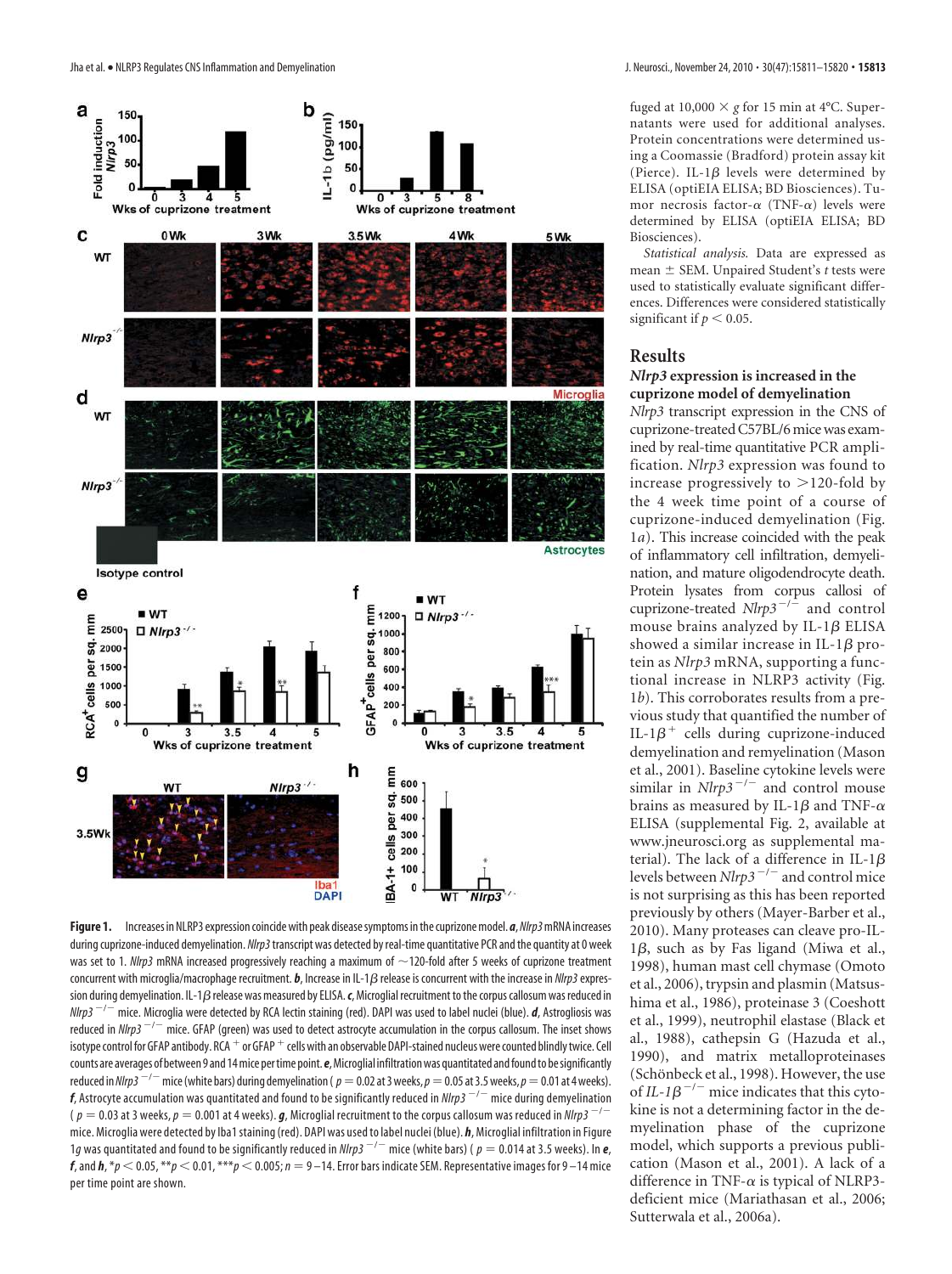**Figure 1.** Increases in NLRP3 expression coincide with peak disease symptoms in the cuprizone model. ***a***, *Nlrp3* mRNA increases during cuprizone-induced demyelination. *Nlrp3* transcript was detected by real-time quantitative PCR and the quantity at 0 week was set to 1. *Nlrp3* mRNA increased progressively reaching a maximum of ~120-fold after 5 weeks of cuprizone treatment concurrent with microglia/macrophage recruitment. ***b***, Increase in IL-1$\beta$ release is concurrent with the increase in *Nlrp3* expression during demyelination. IL-1$\beta$ release was measured by ELISA. ***c***, Microglial recruitment to the corpus callosum was reduced in *Nlrp3* $^{-/-}$ mice. Microglia were detected by RCA lectin staining (red). DAPI was used to label nuclei (blue). ***d***, Astrogliosis was reduced in *Nlrp3* $^{-/-}$ mice. GFAP (green) was used to detect astrocyte accumulation in the corpus callosum. The inset shows isotype control for GFAP antibody. RCA $^{+}$ or GFAP $^{+}$ cells with an observable DAPI-stained nucleus were counted blindly twice. Cell counts are averages of between 9 and 14 mice per time point. ***e***, Microglial infiltration was quantitated and found to be significantly reduced in *Nlrp3* $^{-/-}$ mice (white bars) during demyelination ($p = 0.02$ at 3 weeks, $p = 0.05$ at 3.5 weeks, $p = 0.01$ at 4 weeks). ***f***, Astrocyte accumulation was quantitated and found to be significantly reduced in *Nlrp3* $^{-/-}$ mice during demyelination ($p = 0.03$ at 3 weeks, $p = 0.001$ at 4 weeks). ***g***, Microglial recruitment to the corpus callosum was reduced in *Nlrp3* $^{-/-}$ mice. Microglia were detected by Iba1 staining (red). DAPI was used to label nuclei (blue). ***h***, Microglial infiltration in Figure 1*g* was quantitated and found to be significantly reduced in *Nlrp3* $^{-/-}$ mice (white bars) ($p = 0.014$ at 3.5 weeks). In ***e***, ***f***, and ***h***, $*p < 0.05$, $**p < 0.01$, $***p < 0.005$; $n = 9$–14. Error bars indicate SEM. Representative images for 9–14 mice per time point are shown.

fuged at 10,000 × *g* for 15 min at 4°C. Supernatants were used for additional analyses. Protein concentrations were determined using a Coomassie (Bradford) protein assay kit (Pierce). IL-1$\beta$ levels were determined by ELISA (optiEIA ELISA; BD Biosciences). Tumor necrosis factor-$\alpha$ (TNF-$\alpha$) levels were determined by ELISA (optiEIA ELISA; BD Biosciences).

*Statistical analysis.* Data are expressed as mean ± SEM. Unpaired Student's *t* tests were used to statistically evaluate significant differences. Differences were considered statistically significant if $p < 0.05$.

## Results

### *Nlrp3* expression is increased in the cuprizone model of demyelination

*Nlrp3* transcript expression in the CNS of cuprizone-treated C57BL/6 mice was examined by real-time quantitative PCR amplification. *Nlrp3* expression was found to increase progressively to >120-fold by the 4 week time point of a course of cuprizone-induced demyelination (Fig. 1*a*). This increase coincided with the peak of inflammatory cell infiltration, demyelination, and mature oligodendrocyte death. Protein lysates from corpus callosi of cuprizone-treated *Nlrp3* $^{-/-}$ and control mouse brains analyzed by IL-1$\beta$ ELISA showed a similar increase in IL-1$\beta$ protein as *Nlrp3* mRNA, supporting a functional increase in NLRP3 activity (Fig. 1*b*). This corroborates results from a previous study that quantified the number of IL-1$\beta^{+}$ cells during cuprizone-induced demyelination and remyelination (Mason et al., 2001). Baseline cytokine levels were similar in *Nlrp3* $^{-/-}$ and control mouse brains as measured by IL-1$\beta$ and TNF-$\alpha$ ELISA (supplemental Fig. 2, available at www.jneurosci.org as supplemental material). The lack of a difference in IL-1$\beta$ levels between *Nlrp3* $^{-/-}$ and control mice is not surprising as this has been reported previously by others (Mayer-Barber et al., 2010). Many proteases can cleave pro-IL-1$\beta$, such as by Fas ligand (Miwa et al., 1998), human mast cell chymase (Omoto et al., 2006), trypsin and plasmin (Matsushima et al., 1986), proteinase 3 (Coeshott et al., 1999), neutrophil elastase (Black et al., 1988), cathepsin G (Hazuda et al., 1990), and matrix metalloproteinases (Schönbeck et al., 1998). However, the use of *IL-1β* $^{-/-}$ mice indicates that this cytokine is not a determining factor in the demyelination phase of the cuprizone model, which supports a previous publication (Mason et al., 2001). A lack of a difference in TNF-$\alpha$ is typical of NLRP3-deficient mice (Mariathasan et al., 2006; Sutterwala et al., 2006a).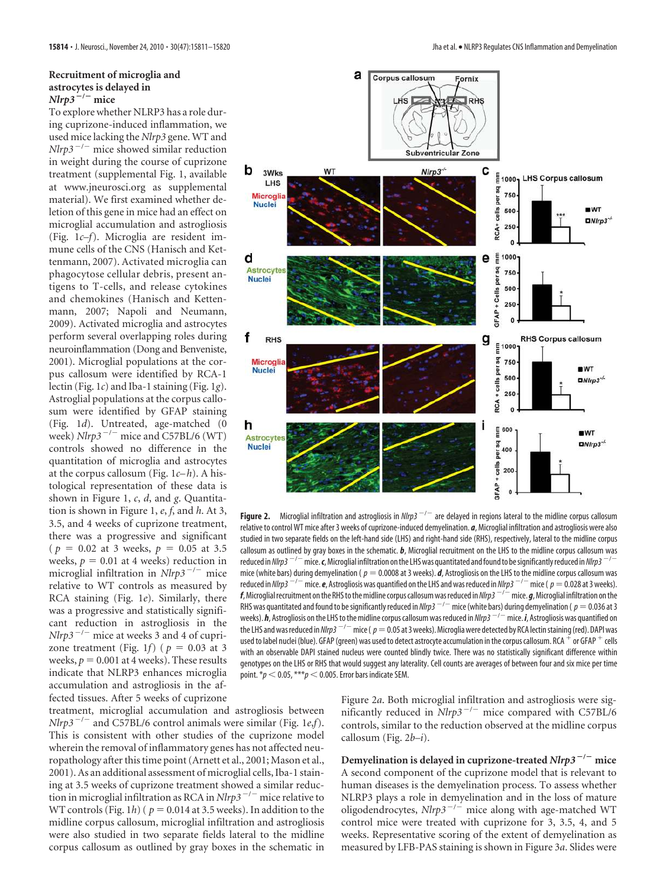### Recruitment of microglia and astrocytes is delayed in *Nlrp3*$^{-/-}$ mice

To explore whether NLRP3 has a role during cuprizone-induced inflammation, we used mice lacking the *Nlrp3* gene. WT and *Nlrp3*$^{-/-}$ mice showed similar reduction in weight during the course of cuprizone treatment (supplemental Fig. 1, available at www.jneurosci.org as supplemental material). We first examined whether deletion of this gene in mice had an effect on microglial accumulation and astrogliosis (Fig. 1*c*–*f*). Microglia are resident immune cells of the CNS (Hanisch and Kettenmann, 2007). Activated microglia can phagocytose cellular debris, present antigens to T-cells, and release cytokines and chemokines (Hanisch and Kettenmann, 2007; Napoli and Neumann, 2009). Activated microglia and astrocytes perform several overlapping roles during neuroinflammation (Dong and Benveniste, 2001). Microglial populations at the corpus callosum were identified by RCA-1 lectin (Fig. 1*c*) and Iba-1 staining (Fig. 1*g*). Astroglial populations at the corpus callosum were identified by GFAP staining (Fig. 1*d*). Untreated, age-matched (0 week) *Nlrp3*$^{-/-}$ mice and C57BL/6 (WT) controls showed no difference in the quantitation of microglia and astrocytes at the corpus callosum (Fig. 1*c*–*h*). A histological representation of these data is shown in Figure 1, *c*, *d*, and *g*. Quantitation is shown in Figure 1, *e*, *f*, and *h*. At 3, 3.5, and 4 weeks of cuprizone treatment, there was a progressive and significant ($p = 0.02$ at 3 weeks, $p = 0.05$ at 3.5 weeks, $p = 0.01$ at 4 weeks) reduction in microglial infiltration in *Nlrp3*$^{-/-}$ mice relative to WT controls as measured by RCA staining (Fig. 1*e*). Similarly, there was a progressive and statistically significant reduction in astrogliosis in the *Nlrp3*$^{-/-}$ mice at weeks 3 and 4 of cuprizone treatment (Fig. 1*f*) ($p = 0.03$ at 3 weeks, $p = 0.001$ at 4 weeks). These results indicate that NLRP3 enhances microglia accumulation and astrogliosis in the affected tissues. After 5 weeks of cuprizone treatment, microglial accumulation and astrogliosis between *Nlrp3*$^{-/-}$ and C57BL/6 control animals were similar (Fig. 1*e*,*f*). This is consistent with other studies of the cuprizone model wherein the removal of inflammatory genes has not affected neuropathology after this time point (Arnett et al., 2001; Mason et al., 2001). As an additional assessment of microglial cells, Iba-1 staining at 3.5 weeks of cuprizone treatment showed a similar reduction in microglial infiltration as RCA in *Nlrp3*$^{-/-}$ mice relative to WT controls (Fig. 1*h*) ($p = 0.014$ at 3.5 weeks). In addition to the midline corpus callosum, microglial infiltration and astrogliosis were also studied in two separate fields lateral to the midline corpus callosum as outlined by gray boxes in the schematic in Figure 2*a*. Both microglial infiltration and astrogliosis were significantly reduced in *Nlrp3*$^{-/-}$ mice compared with C57BL/6 controls, similar to the reduction observed at the midline corpus callosum (Fig. 2*b*–*i*).

**Figure 2.** Microglial infiltration and astrogliosis in *Nlrp3*$^{-/-}$ are delayed in regions lateral to the midline corpus callosum relative to control WT mice after 3 weeks of cuprizone-induced demyelination. ***a***, Microglial infiltration and astrogliosis were also studied in two separate fields on the left-hand side (LHS) and right-hand side (RHS), respectively, lateral to the midline corpus callosum as outlined by gray boxes in the schematic. ***b***, Microglial recruitment on the LHS to the midline corpus callosum was reduced in *Nlrp3*$^{-/-}$ mice. ***c***, Microglial infiltration on the LHS was quantitated and found to be significantly reduced in *Nlrp3*$^{-/-}$ mice (white bars) during demyelination ($p = 0.0008$ at 3 weeks). ***d***, Astrogliosis on the LHS to the midline corpus callosum was reduced in *Nlrp3*$^{-/-}$ mice. ***e***, Astrogliosis was quantified on the LHS and was reduced in *Nlrp3*$^{-/-}$ mice ($p = 0.028$ at 3 weeks). ***f***, Microglial recruitment on the RHS to the midline corpus callosum was reduced in *Nlrp3*$^{-/-}$ mice. ***g***, Microglial infiltration on the RHS was quantitated and found to be significantly reduced in *Nlrp3*$^{-/-}$ mice (white bars) during demyelination ($p = 0.036$ at 3 weeks). ***h***, Astrogliosis on the LHS to the midline corpus callosum was reduced in *Nlrp3*$^{-/-}$ mice. ***i***, Astrogliosis was quantified on the LHS and was reduced in *Nlrp3*$^{-/-}$ mice ($p = 0.05$ at 3 weeks). Microglia were detected by RCA lectin staining (red). DAPI was used to label nuclei (blue). GFAP (green) was used to detect astrocyte accumulation in the corpus callosum. RCA$^{+}$ or GFAP$^{+}$ cells with an observable DAPI stained nucleus were counted blindly twice. There was no statistically significant difference within genotypes on the LHS or RHS that would suggest any laterality. Cell counts are averages of between four and six mice per time point. $^{*}p < 0.05$, $^{***}p < 0.005$. Error bars indicate SEM.

### Demyelination is delayed in cuprizone-treated *Nlrp3*$^{-/-}$ mice

A second component of the cuprizone model that is relevant to human diseases is the demyelination process. To assess whether NLRP3 plays a role in demyelination and in the loss of mature oligodendrocytes, *Nlrp3*$^{-/-}$ mice along with age-matched WT control mice were treated with cuprizone for 3, 3.5, 4, and 5 weeks. Representative scoring of the extent of demyelination as measured by LFB-PAS staining is shown in Figure 3*a*. Slides were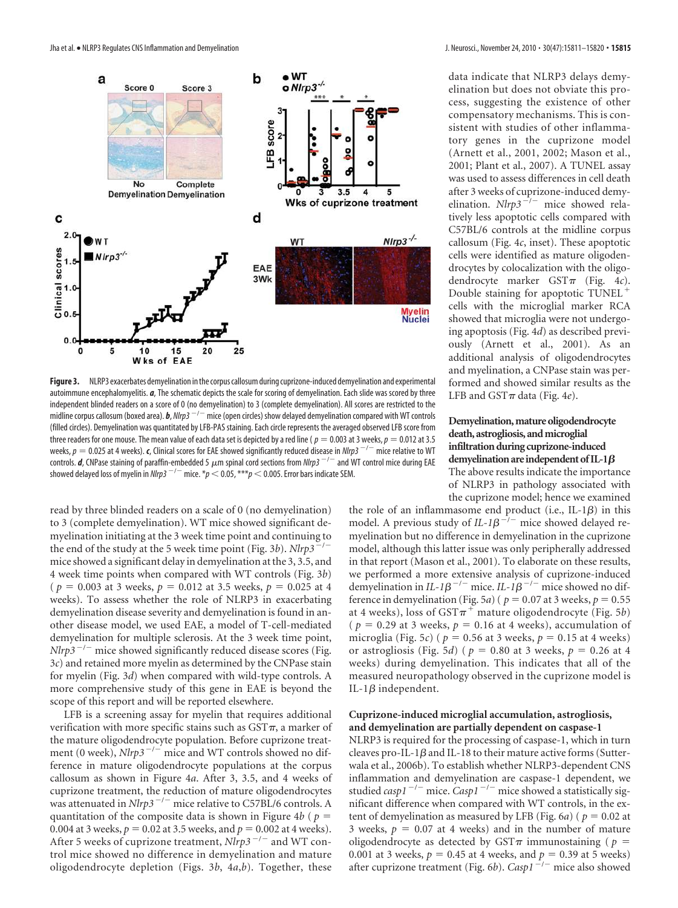**Figure 3.** NLRP3 exacerbates demyelination in the corpus callosum during cuprizone-induced demyelination and experimental autoimmune encephalomyelitis. ***a***, The schematic depicts the scale for scoring of demyelination. Each slide was scored by three independent blinded readers on a score of 0 (no demyelination) to 3 (complete demyelination). All scores are restricted to the midline corpus callosum (boxed area). ***b***, *Nlrp3* $^{-/-}$ mice (open circles) show delayed demyelination compared with WT controls (filled circles). Demyelination was quantitated by LFB-PAS staining. Each circle represents the averaged observed LFB score from three readers for one mouse. The mean value of each data set is depicted by a red line ( $p = 0.003$ at 3 weeks, $p = 0.012$ at 3.5 weeks, $p = 0.025$ at 4 weeks). ***c***, Clinical scores for EAE showed significantly reduced disease in *Nlrp3* $^{-/-}$ mice relative to WT controls. ***d***, CNPase staining of paraffin-embedded 5 μm spinal cord sections from *Nlrp3* $^{-/-}$ and WT control mice during EAE showed delayed loss of myelin in *Nlrp3* $^{-/-}$ mice. $*p < 0.05$, $***p < 0.005$. Error bars indicate SEM.

read by three blinded readers on a scale of 0 (no demyelination) to 3 (complete demyelination). WT mice showed significant demyelination initiating at the 3 week time point and continuing to the end of the study at the 5 week time point (Fig. 3*b*). *Nlrp3* $^{-/-}$ mice showed a significant delay in demyelination at the 3, 3.5, and 4 week time points when compared with WT controls (Fig. 3*b*) ( $p = 0.003$ at 3 weeks, $p = 0.012$ at 3.5 weeks, $p = 0.025$ at 4 weeks). To assess whether the role of NLRP3 in exacerbating demyelination disease severity and demyelination is found in another disease model, we used EAE, a model of T-cell-mediated demyelination for multiple sclerosis. At the 3 week time point, *Nlrp3* $^{-/-}$ mice showed significantly reduced disease scores (Fig. 3*c*) and retained more myelin as determined by the CNPase stain for myelin (Fig. 3*d*) when compared with wild-type controls. A more comprehensive study of this gene in EAE is beyond the scope of this report and will be reported elsewhere.

LFB is a screening assay for myelin that requires additional verification with more specific stains such as GSTπ, a marker of the mature oligodendrocyte population. Before cuprizone treatment (0 week), *Nlrp3* $^{-/-}$ mice and WT controls showed no difference in mature oligodendrocyte populations at the corpus callosum as shown in Figure 4*a*. After 3, 3.5, and 4 weeks of cuprizone treatment, the reduction of mature oligodendrocytes was attenuated in *Nlrp3* $^{-/-}$ mice relative to C57BL/6 controls. A quantitation of the composite data is shown in Figure 4*b* ( $p = 0.004$ at 3 weeks, $p = 0.02$ at 3.5 weeks, and $p = 0.002$ at 4 weeks). After 5 weeks of cuprizone treatment, *Nlrp3* $^{-/-}$ and WT control mice showed no difference in demyelination and mature oligodendrocyte depletion (Figs. 3*b*, 4*a*,*b*). Together, these data indicate that NLRP3 delays demyelination but does not obviate this process, suggesting the existence of other compensatory mechanisms. This is consistent with studies of other inflammatory genes in the cuprizone model (Arnett et al., 2001, 2002; Mason et al., 2001; Plant et al., 2007). A TUNEL assay was used to assess differences in cell death after 3 weeks of cuprizone-induced demyelination. *Nlrp3* $^{-/-}$ mice showed relatively less apoptotic cells compared with C57BL/6 controls at the midline corpus callosum (Fig. 4*c*, inset). These apoptotic cells were identified as mature oligodendrocytes by colocalization with the oligodendrocyte marker GSTπ (Fig. 4*c*). Double staining for apoptotic TUNEL $^{+}$ cells with the microglial marker RCA showed that microglia were not undergoing apoptosis (Fig. 4*d*) as described previously (Arnett et al., 2001). As an additional analysis of oligodendrocytes and myelination, a CNPase stain was performed and showed similar results as the LFB and GSTπ data (Fig. 4*e*).

### Demyelination, mature oligodendrocyte death, astrogliosis, and microglial infiltration during cuprizone-induced demyelination are independent of IL-1β

The above results indicate the importance of NLRP3 in pathology associated with the cuprizone model; hence we examined the role of an inflammasome end product (i.e., IL-1β) in this model. A previous study of *IL-1β* $^{-/-}$ mice showed delayed remyelination but no difference in demyelination in the cuprizone model, although this latter issue was only peripherally addressed in that report (Mason et al., 2001). To elaborate on these results, we performed a more extensive analysis of cuprizone-induced demyelination in *IL-1β* $^{-/-}$ mice. *IL-1β* $^{-/-}$ mice showed no difference in demyelination (Fig. 5*a*) ( $p = 0.07$ at 3 weeks, $p = 0.55$ at 4 weeks), loss of GSTπ $^{+}$ mature oligodendrocyte (Fig. 5*b*) ( $p = 0.29$ at 3 weeks, $p = 0.16$ at 4 weeks), accumulation of microglia (Fig. 5*c*) ( $p = 0.56$ at 3 weeks, $p = 0.15$ at 4 weeks) or astrogliosis (Fig. 5*d*) ( $p = 0.80$ at 3 weeks, $p = 0.26$ at 4 weeks) during demyelination. This indicates that all of the measured neuropathology observed in the cuprizone model is IL-1β independent.

### Cuprizone-induced microglial accumulation, astrogliosis, and demyelination are partially dependent on caspase-1

NLRP3 is required for the processing of caspase-1, which in turn cleaves pro-IL-1β and IL-18 to their mature active forms (Sutterwala et al., 2006b). To establish whether NLRP3-dependent CNS inflammation and demyelination are caspase-1 dependent, we studied *casp1* $^{-/-}$ mice. *Casp1* $^{-/-}$ mice showed a statistically significant difference when compared with WT controls, in the extent of demyelination as measured by LFB (Fig. 6*a*) ( $p = 0.02$ at 3 weeks, $p = 0.07$ at 4 weeks) and in the number of mature oligodendrocyte as detected by GSTπ immunostaining ( $p = 0.001$ at 3 weeks, $p = 0.45$ at 4 weeks, and $p = 0.39$ at 5 weeks) after cuprizone treatment (Fig. 6*b*). *Casp1* $^{-/-}$ mice also showed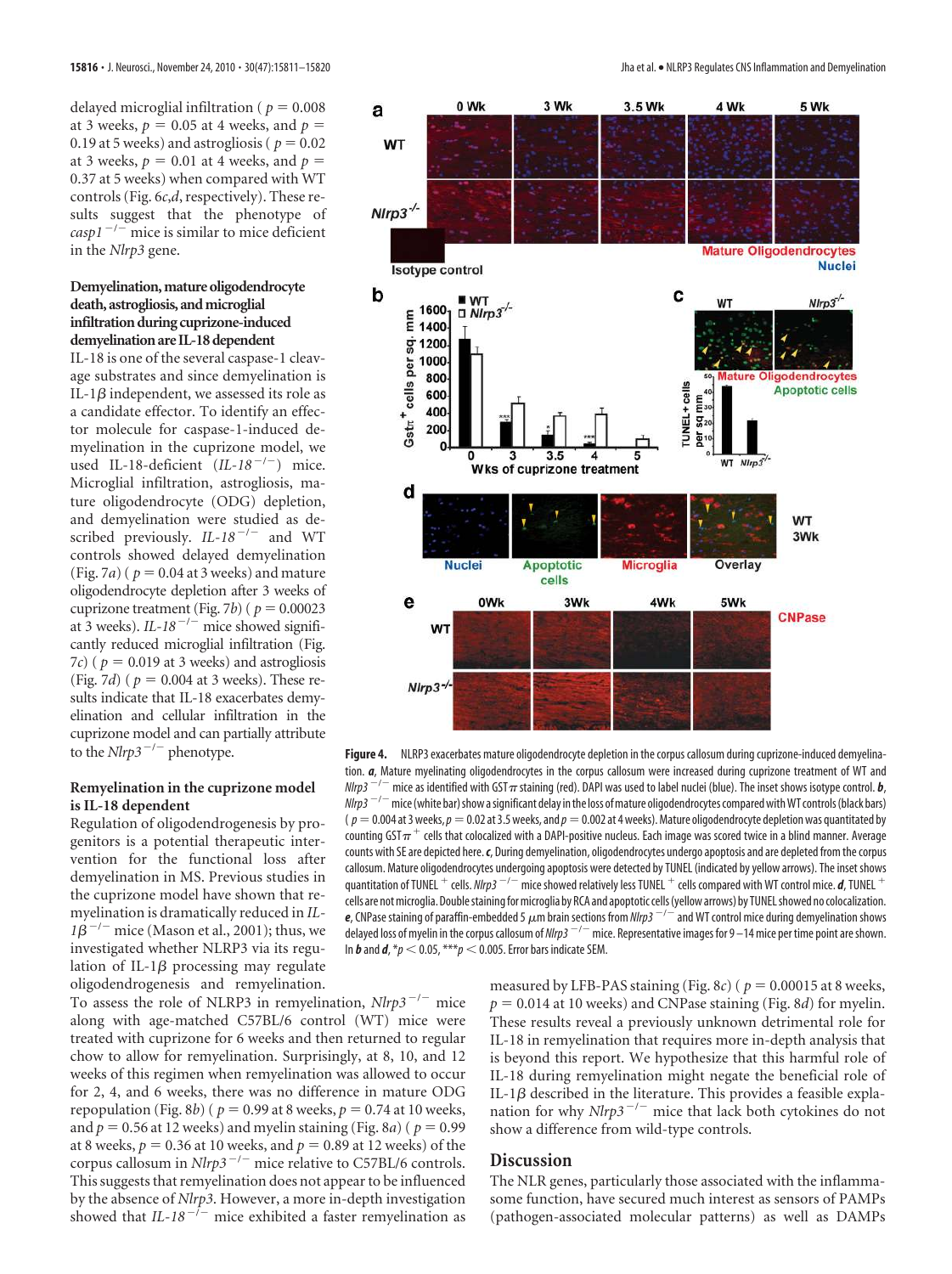delayed microglial infiltration ( $p = 0.008$ at 3 weeks, $p = 0.05$ at 4 weeks, and $p = 0.19$ at 5 weeks) and astrogliosis ( $p = 0.02$ at 3 weeks, $p = 0.01$ at 4 weeks, and $p = 0.37$ at 5 weeks) when compared with WT controls (Fig. 6*c*,*d*, respectively). These results suggest that the phenotype of *casp1*$^{-/-}$ mice is similar to mice deficient in the *Nlrp3* gene.

### Demyelination, mature oligodendrocyte death, astrogliosis, and microglial infiltration during cuprizone-induced demyelination are IL-18 dependent

IL-18 is one of the several caspase-1 cleavage substrates and since demyelination is IL-1β independent, we assessed its role as a candidate effector. To identify an effector molecule for caspase-1-induced demyelination in the cuprizone model, we used IL-18-deficient (*IL-18*$^{-/-}$) mice. Microglial infiltration, astrogliosis, mature oligodendrocyte (ODG) depletion, and demyelination were studied as described previously. *IL-18*$^{-/-}$ and WT controls showed delayed demyelination (Fig. 7*a*) ( $p = 0.04$ at 3 weeks) and mature oligodendrocyte depletion after 3 weeks of cuprizone treatment (Fig. 7*b*) ( $p = 0.00023$ at 3 weeks). *IL-18*$^{-/-}$ mice showed significantly reduced microglial infiltration (Fig. 7*c*) ( $p = 0.019$ at 3 weeks) and astrogliosis (Fig. 7*d*) ( $p = 0.004$ at 3 weeks). These results indicate that IL-18 exacerbates demyelination and cellular infiltration in the cuprizone model and can partially attribute to the *Nlrp3*$^{-/-}$ phenotype.

### Remyelination in the cuprizone model is IL-18 dependent

Regulation of oligodendrogenesis by progenitors is a potential therapeutic intervention for the functional loss after demyelination in MS. Previous studies in the cuprizone model have shown that remyelination is dramatically reduced in *IL-1β*$^{-/-}$ mice (Mason et al., 2001); thus, we investigated whether NLRP3 via its regulation of IL-1β processing may regulate oligodendrogenesis and remyelination.

To assess the role of NLRP3 in remyelination, *Nlrp3*$^{-/-}$ mice along with age-matched C57BL/6 control (WT) mice were treated with cuprizone for 6 weeks and then returned to regular chow to allow for remyelination. Surprisingly, at 8, 10, and 12 weeks of this regimen when remyelination was allowed to occur for 2, 4, and 6 weeks, there was no difference in mature ODG repopulation (Fig. 8*b*) ( $p = 0.99$ at 8 weeks, $p = 0.74$ at 10 weeks, and $p = 0.56$ at 12 weeks) and myelin staining (Fig. 8*a*) ( $p = 0.99$ at 8 weeks, $p = 0.36$ at 10 weeks, and $p = 0.89$ at 12 weeks) of the corpus callosum in *Nlrp3*$^{-/-}$ mice relative to C57BL/6 controls. This suggests that remyelination does not appear to be influenced by the absence of *Nlrp3*. However, a more in-depth investigation showed that *IL-18*$^{-/-}$ mice exhibited a faster remyelination as measured by LFB-PAS staining (Fig. 8*c*) ( $p = 0.00015$ at 8 weeks, $p = 0.014$ at 10 weeks) and CNPase staining (Fig. 8*d*) for myelin. These results reveal a previously unknown detrimental role for IL-18 in remyelination that requires more in-depth analysis that is beyond this report. We hypothesize that this harmful role of IL-18 during remyelination might negate the beneficial role of IL-1β described in the literature. This provides a feasible explanation for why *Nlrp3*$^{-/-}$ mice that lack both cytokines do not show a difference from wild-type controls.

**Figure 4.** NLRP3 exacerbates mature oligodendrocyte depletion in the corpus callosum during cuprizone-induced demyelination. ***a***, Mature myelinating oligodendrocytes in the corpus callosum were increased during cuprizone treatment of WT and *Nlrp3*$^{-/-}$ mice as identified with GSTπ staining (red). DAPI was used to label nuclei (blue). The inset shows isotype control. ***b***, *Nlrp3*$^{-/-}$ mice (white bar) show a significant delay in the loss of mature oligodendrocytes compared with WT controls (black bars) ( $p = 0.004$ at 3 weeks, $p = 0.02$ at 3.5 weeks, and $p = 0.002$ at 4 weeks). Mature oligodendrocyte depletion was quantitated by counting GSTπ$^{+}$ cells that colocalized with a DAPI-positive nucleus. Each image was scored twice in a blind manner. Average counts with SE are depicted here. ***c***, During demyelination, oligodendrocytes undergo apoptosis and are depleted from the corpus callosum. Mature oligodendrocytes undergoing apoptosis were detected by TUNEL (indicated by yellow arrows). The inset shows quantitation of TUNEL$^{+}$ cells. *Nlrp3*$^{-/-}$ mice showed relatively less TUNEL$^{+}$ cells compared with WT control mice. ***d***, TUNEL$^{+}$ cells are not microglia. Double staining for microglia by RCA and apoptotic cells (yellow arrows) by TUNEL showed no colocalization. ***e***, CNPase staining of paraffin-embedded 5 μm brain sections from *Nlrp3*$^{-/-}$ and WT control mice during demyelination shows delayed loss of myelin in the corpus callosum of *Nlrp3*$^{-/-}$ mice. Representative images for 9–14 mice per time point are shown. In ***b*** and ***d***, \*$p < 0.05$, \*\*\*$p < 0.005$. Error bars indicate SEM.

## Discussion

The NLR genes, particularly those associated with the inflammasome function, have secured much interest as sensors of PAMPs (pathogen-associated molecular patterns) as well as DAMPs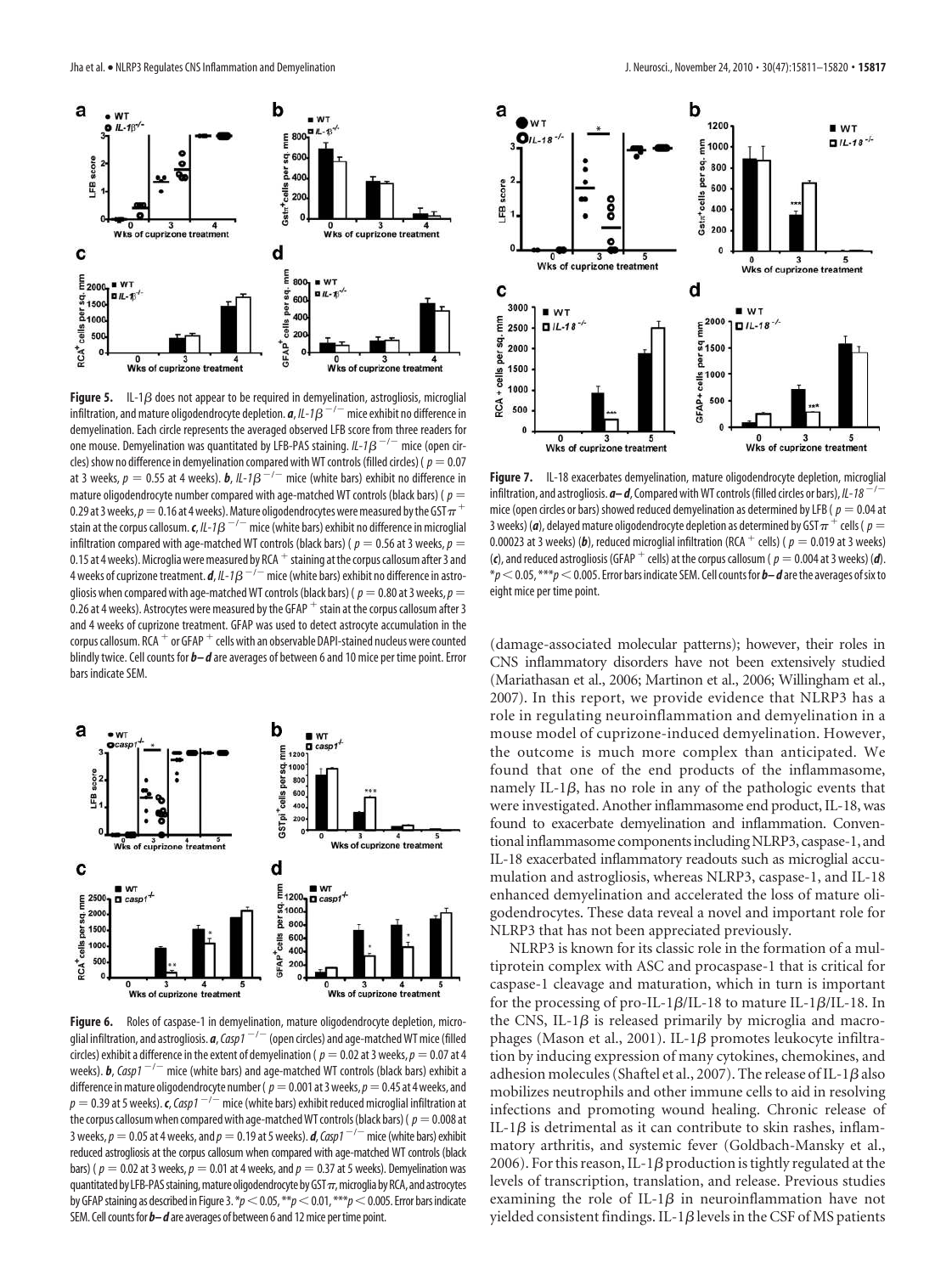**Figure 5.** IL-1$\beta$ does not appear to be required in demyelination, astrogliosis, microglial infiltration, and mature oligodendrocyte depletion. ***a***, *IL-1$\beta^{-/-}$* mice exhibit no difference in demyelination. Each circle represents the averaged observed LFB score from three readers for one mouse. Demyelination was quantitated by LFB-PAS staining. *IL-1$\beta^{-/-}$* mice (open circles) show no difference in demyelination compared with WT controls (filled circles) ($p = 0.07$ at 3 weeks, $p = 0.55$ at 4 weeks). ***b***, *IL-1$\beta^{-/-}$* mice (white bars) exhibit no difference in mature oligodendrocyte number compared with age-matched WT controls (black bars) ($p = 0.29$ at 3 weeks, $p = 0.16$ at 4 weeks). Mature oligodendrocytes were measured by the GST$\pi^+$ stain at the corpus callosum. ***c***, *IL-1$\beta^{-/-}$* mice (white bars) exhibit no difference in microglial infiltration compared with age-matched WT controls (black bars) ($p = 0.56$ at 3 weeks, $p = 0.15$ at 4 weeks). Microglia were measured by RCA$^+$ staining at the corpus callosum after 3 and 4 weeks of cuprizone treatment. ***d***, *IL-1$\beta^{-/-}$* mice (white bars) exhibit no difference in astrogliosis when compared with age-matched WT controls (black bars) ($p = 0.80$ at 3 weeks, $p = 0.26$ at 4 weeks). Astrocytes were measured by the GFAP$^+$ stain at the corpus callosum after 3 and 4 weeks of cuprizone treatment. GFAP was used to detect astrocyte accumulation in the corpus callosum. RCA$^+$ or GFAP$^+$ cells with an observable DAPI-stained nucleus were counted blindly twice. Cell counts for ***b–d*** are averages of between 6 and 10 mice per time point. Error bars indicate SEM.

**Figure 6.** Roles of caspase-1 in demyelination, mature oligodendrocyte depletion, microglial infiltration, and astrogliosis. ***a***, *Casp1$^{-/-}$* (open circles) and age-matched WT mice (filled circles) exhibit a difference in the extent of demyelination ($p = 0.02$ at 3 weeks, $p = 0.07$ at 4 weeks). ***b***, *Casp1$^{-/-}$* mice (white bars) and age-matched WT controls (black bars) exhibit a difference in mature oligodendrocyte number ($p = 0.001$ at 3 weeks, $p = 0.45$ at 4 weeks, and $p = 0.39$ at 5 weeks). ***c***, *Casp1$^{-/-}$* mice (white bars) exhibit reduced microglial infiltration at the corpus callosum when compared with age-matched WT controls (black bars) ($p = 0.008$ at 3 weeks, $p = 0.05$ at 4 weeks, and $p = 0.19$ at 5 weeks). ***d***, *Casp1$^{-/-}$* mice (white bars) exhibit reduced astrogliosis at the corpus callosum when compared with age-matched WT controls (black bars) ($p = 0.02$ at 3 weeks, $p = 0.01$ at 4 weeks, and $p = 0.37$ at 5 weeks). Demyelination was quantitated by LFB-PAS staining, mature oligodendrocyte by GST$\pi$, microglia by RCA, and astrocytes by GFAP staining as described in Figure 3. $*p < 0.05$, $**p < 0.01$, $***p < 0.005$. Error bars indicate SEM. Cell counts for ***b–d*** are averages of between 6 and 12 mice per time point.

**Figure 7.** IL-18 exacerbates demyelination, mature oligodendrocyte depletion, microglial infiltration, and astrogliosis. ***a–d***, Compared with WT controls (filled circles or bars), *IL-18$^{-/-}$* mice (open circles or bars) showed reduced demyelination as determined by LFB ($p = 0.04$ at 3 weeks) (***a***), delayed mature oligodendrocyte depletion as determined by GST$\pi^+$ cells ($p = 0.00023$ at 3 weeks) (***b***), reduced microglial infiltration (RCA$^+$ cells) ($p = 0.019$ at 3 weeks) (***c***), and reduced astrogliosis (GFAP$^+$ cells) at the corpus callosum ($p = 0.004$ at 3 weeks) (***d***). $*p < 0.05$, $***p < 0.005$. Error bars indicate SEM. Cell counts for ***b–d*** are the averages of six to eight mice per time point.

(damage-associated molecular patterns); however, their roles in CNS inflammatory disorders have not been extensively studied (Mariathasan et al., 2006; Martinon et al., 2006; Willingham et al., 2007). In this report, we provide evidence that NLRP3 has a role in regulating neuroinflammation and demyelination in a mouse model of cuprizone-induced demyelination. However, the outcome is much more complex than anticipated. We found that one of the end products of the inflammasome, namely IL-1$\beta$, has no role in any of the pathologic events that were investigated. Another inflammasome end product, IL-18, was found to exacerbate demyelination and inflammation. Conventional inflammasome components including NLRP3, caspase-1, and IL-18 exacerbated inflammatory readouts such as microglial accumulation and astrogliosis, whereas NLRP3, caspase-1, and IL-18 enhanced demyelination and accelerated the loss of mature oligodendrocytes. These data reveal a novel and important role for NLRP3 that has not been appreciated previously.

NLRP3 is known for its classic role in the formation of a multiprotein complex with ASC and procaspase-1 that is critical for caspase-1 cleavage and maturation, which in turn is important for the processing of pro-IL-1$\beta$/IL-18 to mature IL-1$\beta$/IL-18. In the CNS, IL-1$\beta$ is released primarily by microglia and macrophages (Mason et al., 2001). IL-1$\beta$ promotes leukocyte infiltration by inducing expression of many cytokines, chemokines, and adhesion molecules (Shaftel et al., 2007). The release of IL-1$\beta$ also mobilizes neutrophils and other immune cells to aid in resolving infections and promoting wound healing. Chronic release of IL-1$\beta$ is detrimental as it can contribute to skin rashes, inflammatory arthritis, and systemic fever (Goldbach-Mansky et al., 2006). For this reason, IL-1$\beta$ production is tightly regulated at the levels of transcription, translation, and release. Previous studies examining the role of IL-1$\beta$ in neuroinflammation have not yielded consistent findings. IL-1$\beta$ levels in the CSF of MS patients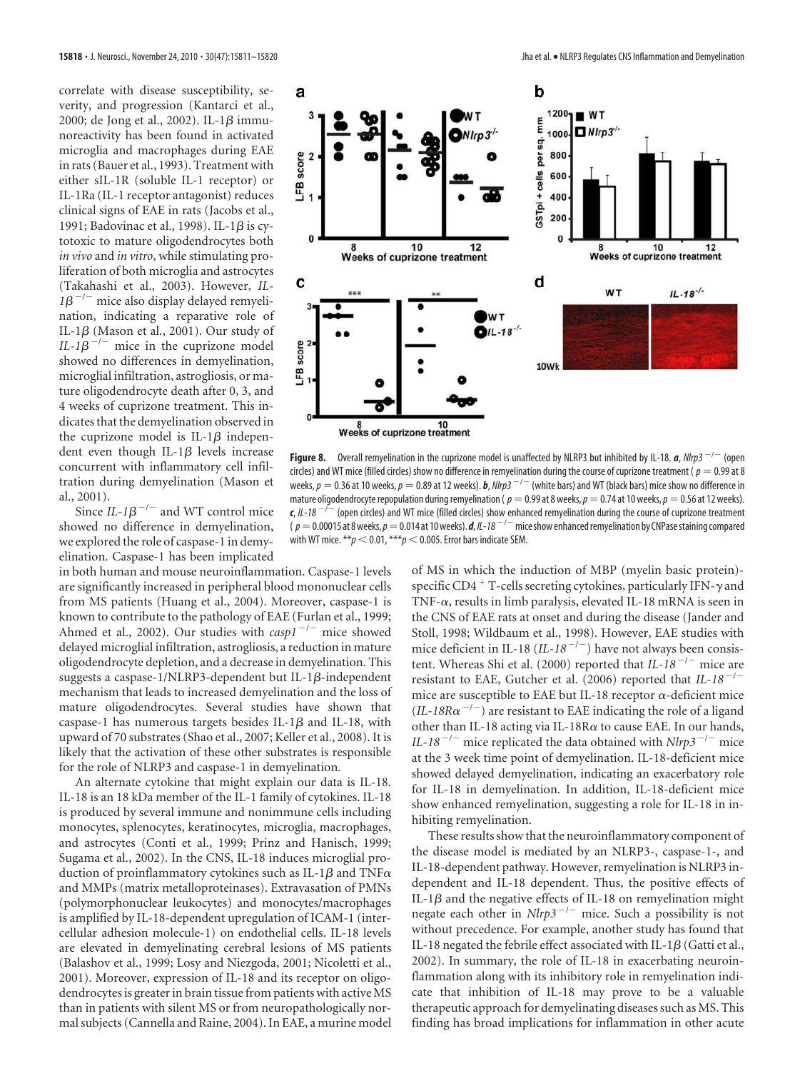correlate with disease susceptibility, severity, and progression (Kantarci et al., 2000; de Jong et al., 2002). IL-1β immunoreactivity has been found in activated microglia and macrophages during EAE in rats (Bauer et al., 1993). Treatment with either sIL-1R (soluble IL-1 receptor) or IL-1Ra (IL-1 receptor antagonist) reduces clinical signs of EAE in rats (Jacobs et al., 1991; Badovinac et al., 1998). IL-1β is cytotoxic to mature oligodendrocytes both *in vivo* and *in vitro*, while stimulating proliferation of both microglia and astrocytes (Takahashi et al., 2003). However, *IL-1β*$^{-/-}$ mice also display delayed remyelination, indicating a reparative role of IL-1β (Mason et al., 2001). Our study of *IL-1β*$^{-/-}$ mice in the cuprizone model showed no differences in demyelination, microglial infiltration, astrogliosis, or mature oligodendrocyte death after 0, 3, and 4 weeks of cuprizone treatment. This indicates that the demyelination observed in the cuprizone model is IL-1β independent even though IL-1β levels increase concurrent with inflammatory cell infiltration during demyelination (Mason et al., 2001).

Since *IL-1β*$^{-/-}$ and WT control mice showed no difference in demyelination, we explored the role of caspase-1 in demyelination. Caspase-1 has been implicated in both human and mouse neuroinflammation. Caspase-1 levels are significantly increased in peripheral blood mononuclear cells from MS patients (Huang et al., 2004). Moreover, caspase-1 is known to contribute to the pathology of EAE (Furlan et al., 1999; Ahmed et al., 2002). Our studies with *casp1*$^{-/-}$ mice showed delayed microglial infiltration, astrogliosis, a reduction in mature oligodendrocyte depletion, and a decrease in demyelination. This suggests a caspase-1/NLRP3-dependent but IL-1β-independent mechanism that leads to increased demyelination and the loss of mature oligodendrocytes. Several studies have shown that caspase-1 has numerous targets besides IL-1β and IL-18, with upward of 70 substrates (Shao et al., 2007; Keller et al., 2008). It is likely that the activation of these other substrates is responsible for the role of NLRP3 and caspase-1 in demyelination.

An alternate cytokine that might explain our data is IL-18. IL-18 is an 18 kDa member of the IL-1 family of cytokines. IL-18 is produced by several immune and nonimmune cells including monocytes, splenocytes, keratinocytes, microglia, macrophages, and astrocytes (Conti et al., 1999; Prinz and Hanisch, 1999; Sugama et al., 2002). In the CNS, IL-18 induces microglial production of proinflammatory cytokines such as IL-1β and TNFα and MMPs (matrix metalloproteinases). Extravasation of PMNs (polymorphonuclear leukocytes) and monocytes/macrophages is amplified by IL-18-dependent upregulation of ICAM-1 (intercellular adhesion molecule-1) on endothelial cells. IL-18 levels are elevated in demyelinating cerebral lesions of MS patients (Balashov et al., 1999; Losy and Niezgoda, 2001; Nicoletti et al., 2001). Moreover, expression of IL-18 and its receptor on oligodendrocytes is greater in brain tissue from patients with active MS than in patients with silent MS or from neuropathologically normal subjects (Cannella and Raine, 2004). In EAE, a murine model of MS in which the induction of MBP (myelin basic protein)-specific CD4$^{+}$ T-cells secreting cytokines, particularly IFN-γ and TNF-α, results in limb paralysis, elevated IL-18 mRNA is seen in the CNS of EAE rats at onset and during the disease (Jander and Stoll, 1998; Wildbaum et al., 1998). However, EAE studies with mice deficient in IL-18 (*IL-18*$^{-/-}$) have not always been consistent. Whereas Shi et al. (2000) reported that *IL-18*$^{-/-}$ mice are resistant to EAE, Gutcher et al. (2006) reported that *IL-18*$^{-/-}$ mice are susceptible to EAE but IL-18 receptor α-deficient mice (*IL-18Rα*$^{-/-}$) are resistant to EAE indicating the role of a ligand other than IL-18 acting via IL-18Rα to cause EAE. In our hands, *IL-18*$^{-/-}$ mice replicated the data obtained with *Nlrp3*$^{-/-}$ mice at the 3 week time point of demyelination. IL-18-deficient mice showed delayed demyelination, indicating an exacerbatory role for IL-18 in demyelination. In addition, IL-18-deficient mice show enhanced remyelination, suggesting a role for IL-18 in inhibiting remyelination.

These results show that the neuroinflammatory component of the disease model is mediated by an NLRP3-, caspase-1-, and IL-18-dependent pathway. However, remyelination is NLRP3 independent and IL-18 dependent. Thus, the positive effects of IL-1β and the negative effects of IL-18 on remyelination might negate each other in *Nlrp3*$^{-/-}$ mice. Such a possibility is not without precedence. For example, another study has found that IL-18 negated the febrile effect associated with IL-1β (Gatti et al., 2002). In summary, the role of IL-18 in exacerbating neuroinflammation along with its inhibitory role in remyelination indicate that inhibition of IL-18 may prove to be a valuable therapeutic approach for demyelinating diseases such as MS. This finding has broad implications for inflammation in other acute

**Figure 8.** Overall remyelination in the cuprizone model is unaffected by NLRP3 but inhibited by IL-18. ***a***, *Nlrp3*$^{-/-}$ (open circles) and WT mice (filled circles) show no difference in remyelination during the course of cuprizone treatment ($p = 0.99$ at 8 weeks, $p = 0.36$ at 10 weeks, $p = 0.89$ at 12 weeks). ***b***, *Nlrp3*$^{-/-}$ (white bars) and WT (black bars) mice show no difference in mature oligodendrocyte repopulation during remyelination ($p = 0.99$ at 8 weeks, $p = 0.74$ at 10 weeks, $p = 0.56$ at 12 weeks). ***c***, *IL-18*$^{-/-}$ (open circles) and WT mice (filled circles) show enhanced remyelination during the course of cuprizone treatment ($p = 0.00015$ at 8 weeks, $p = 0.014$ at 10 weeks). ***d***, *IL-18*$^{-/-}$ mice show enhanced remyelination by CNPase staining compared with WT mice. $^{**}p < 0.01$, $^{***}p < 0.005$. Error bars indicate SEM.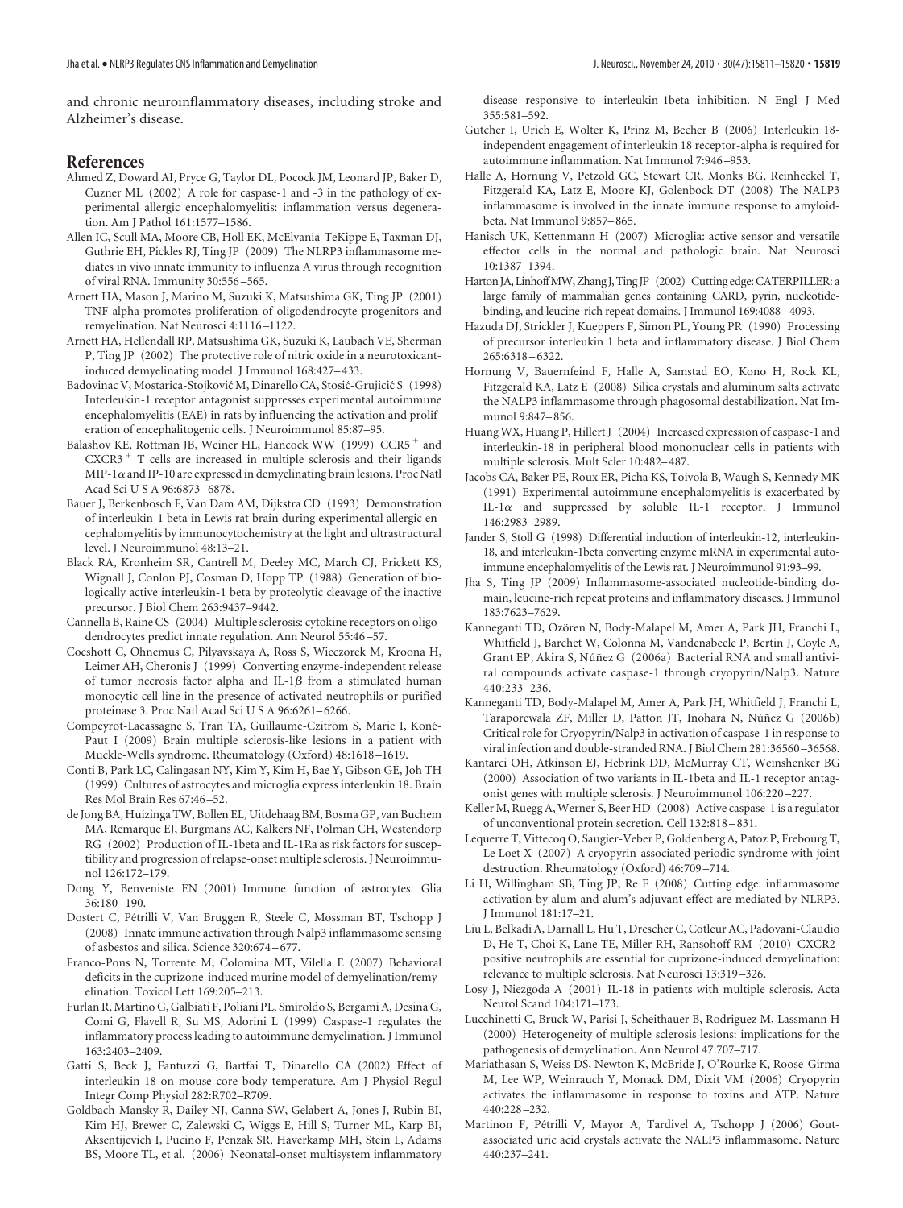and chronic neuroinflammatory diseases, including stroke and Alzheimer's disease.

## References

Ahmed Z, Doward AI, Pryce G, Taylor DL, Pocock JM, Leonard JP, Baker D, Cuzner ML (2002) A role for caspase-1 and -3 in the pathology of experimental allergic encephalomyelitis: inflammation versus degeneration. Am J Pathol 161:1577–1586.

Allen IC, Scull MA, Moore CB, Holl EK, McElvania-TeKippe E, Taxman DJ, Guthrie EH, Pickles RJ, Ting JP (2009) The NLRP3 inflammasome mediates in vivo innate immunity to influenza A virus through recognition of viral RNA. Immunity 30:556–565.

Arnett HA, Mason J, Marino M, Suzuki K, Matsushima GK, Ting JP (2001) TNF alpha promotes proliferation of oligodendrocyte progenitors and remyelination. Nat Neurosci 4:1116–1122.

Arnett HA, Hellendall RP, Matsushima GK, Suzuki K, Laubach VE, Sherman P, Ting JP (2002) The protective role of nitric oxide in a neurotoxicant-induced demyelinating model. J Immunol 168:427–433.

Badovinac V, Mostarica-Stojković M, Dinarello CA, Stosić-Grujicić S (1998) Interleukin-1 receptor antagonist suppresses experimental autoimmune encephalomyelitis (EAE) in rats by influencing the activation and proliferation of encephalitogenic cells. J Neuroimmunol 85:87–95.

Balashov KE, Rottman JB, Weiner HL, Hancock WW (1999) CCR5$^+$ and CXCR3$^+$ T cells are increased in multiple sclerosis and their ligands MIP-1$\alpha$ and IP-10 are expressed in demyelinating brain lesions. Proc Natl Acad Sci U S A 96:6873–6878.

Bauer J, Berkenbosch F, Van Dam AM, Dijkstra CD (1993) Demonstration of interleukin-1 beta in Lewis rat brain during experimental allergic encephalomyelitis by immunocytochemistry at the light and ultrastructural level. J Neuroimmunol 48:13–21.

Black RA, Kronheim SR, Cantrell M, Deeley MC, March CJ, Prickett KS, Wignall J, Conlon PJ, Cosman D, Hopp TP (1988) Generation of biologically active interleukin-1 beta by proteolytic cleavage of the inactive precursor. J Biol Chem 263:9437–9442.

Cannella B, Raine CS (2004) Multiple sclerosis: cytokine receptors on oligodendrocytes predict innate regulation. Ann Neurol 55:46–57.

Coeshott C, Ohnemus C, Pilyavskaya A, Ross S, Wieczorek M, Kroona H, Leimer AH, Cheronis J (1999) Converting enzyme-independent release of tumor necrosis factor alpha and IL-1$\beta$ from a stimulated human monocytic cell line in the presence of activated neutrophils or purified proteinase 3. Proc Natl Acad Sci U S A 96:6261–6266.

Compeyrot-Lacassagne S, Tran TA, Guillaume-Czitrom S, Marie I, Koné-Paut I (2009) Brain multiple sclerosis-like lesions in a patient with Muckle-Wells syndrome. Rheumatology (Oxford) 48:1618–1619.

Conti B, Park LC, Calingasan NY, Kim Y, Kim H, Bae Y, Gibson GE, Joh TH (1999) Cultures of astrocytes and microglia express interleukin 18. Brain Res Mol Brain Res 67:46–52.

de Jong BA, Huizinga TW, Bollen EL, Uitdehaag BM, Bosma GP, van Buchem MA, Remarque EJ, Burgmans AC, Kalkers NF, Polman CH, Westendorp RG (2002) Production of IL-1beta and IL-1Ra as risk factors for susceptibility and progression of relapse-onset multiple sclerosis. J Neuroimmunol 126:172–179.

Dong Y, Benveniste EN (2001) Immune function of astrocytes. Glia 36:180–190.

Dostert C, Pétrilli V, Van Bruggen R, Steele C, Mossman BT, Tschopp J (2008) Innate immune activation through Nalp3 inflammasome sensing of asbestos and silica. Science 320:674–677.

Franco-Pons N, Torrente M, Colomina MT, Vilella E (2007) Behavioral deficits in the cuprizone-induced murine model of demyelination/remyelination. Toxicol Lett 169:205–213.

Furlan R, Martino G, Galbiati F, Poliani PL, Smiroldo S, Bergami A, Desina G, Comi G, Flavell R, Su MS, Adorini L (1999) Caspase-1 regulates the inflammatory process leading to autoimmune demyelination. J Immunol 163:2403–2409.

Gatti S, Beck J, Fantuzzi G, Bartfai T, Dinarello CA (2002) Effect of interleukin-18 on mouse core body temperature. Am J Physiol Regul Integr Comp Physiol 282:R702–R709.

Goldbach-Mansky R, Dailey NJ, Canna SW, Gelabert A, Jones J, Rubin BI, Kim HJ, Brewer C, Zalewski C, Wiggs E, Hill S, Turner ML, Karp BI, Aksentijevich I, Pucino F, Penzak SR, Haverkamp MH, Stein L, Adams BS, Moore TL, et al. (2006) Neonatal-onset multisystem inflammatory disease responsive to interleukin-1beta inhibition. N Engl J Med 355:581–592.

Gutcher I, Urich E, Wolter K, Prinz M, Becher B (2006) Interleukin 18-independent engagement of interleukin 18 receptor-alpha is required for autoimmune inflammation. Nat Immunol 7:946–953.

Halle A, Hornung V, Petzold GC, Stewart CR, Monks BG, Reinheckel T, Fitzgerald KA, Latz E, Moore KJ, Golenbock DT (2008) The NALP3 inflammasome is involved in the innate immune response to amyloid-beta. Nat Immunol 9:857–865.

Hanisch UK, Kettenmann H (2007) Microglia: active sensor and versatile effector cells in the normal and pathologic brain. Nat Neurosci 10:1387–1394.

Harton JA, Linhoff MW, Zhang J, Ting JP (2002) Cutting edge: CATERPILLER: a large family of mammalian genes containing CARD, pyrin, nucleotide-binding, and leucine-rich repeat domains. J Immunol 169:4088–4093.

Hazuda DJ, Strickler J, Kueppers F, Simon PL, Young PR (1990) Processing of precursor interleukin 1 beta and inflammatory disease. J Biol Chem 265:6318–6322.

Hornung V, Bauernfeind F, Halle A, Samstad EO, Kono H, Rock KL, Fitzgerald KA, Latz E (2008) Silica crystals and aluminum salts activate the NALP3 inflammasome through phagosomal destabilization. Nat Immunol 9:847–856.

Huang WX, Huang P, Hillert J (2004) Increased expression of caspase-1 and interleukin-18 in peripheral blood mononuclear cells in patients with multiple sclerosis. Mult Scler 10:482–487.

Jacobs CA, Baker PE, Roux ER, Picha KS, Toivola B, Waugh S, Kennedy MK (1991) Experimental autoimmune encephalomyelitis is exacerbated by IL-1$\alpha$ and suppressed by soluble IL-1 receptor. J Immunol 146:2983–2989.

Jander S, Stoll G (1998) Differential induction of interleukin-12, interleukin-18, and interleukin-1beta converting enzyme mRNA in experimental autoimmune encephalomyelitis of the Lewis rat. J Neuroimmunol 91:93–99.

Jha S, Ting JP (2009) Inflammasome-associated nucleotide-binding domain, leucine-rich repeat proteins and inflammatory diseases. J Immunol 183:7623–7629.

Kanneganti TD, Ozören N, Body-Malapel M, Amer A, Park JH, Franchi L, Whitfield J, Barchet W, Colonna M, Vandenabeele P, Bertin J, Coyle A, Grant EP, Akira S, Núñez G (2006a) Bacterial RNA and small antiviral compounds activate caspase-1 through cryopyrin/Nalp3. Nature 440:233–236.

Kanneganti TD, Body-Malapel M, Amer A, Park JH, Whitfield J, Franchi L, Taraporewala ZF, Miller D, Patton JT, Inohara N, Núñez G (2006b) Critical role for Cryopyrin/Nalp3 in activation of caspase-1 in response to viral infection and double-stranded RNA. J Biol Chem 281:36560–36568.

Kantarci OH, Atkinson EJ, Hebrink DD, McMurray CT, Weinshenker BG (2000) Association of two variants in IL-1beta and IL-1 receptor antagonist genes with multiple sclerosis. J Neuroimmunol 106:220–227.

Keller M, Rüegg A, Werner S, Beer HD (2008) Active caspase-1 is a regulator of unconventional protein secretion. Cell 132:818–831.

Lequerre T, Vittecoq O, Saugier-Veber P, Goldenberg A, Patoz P, Frebourg T, Le Loet X (2007) A cryopyrin-associated periodic syndrome with joint destruction. Rheumatology (Oxford) 46:709–714.

Li H, Willingham SB, Ting JP, Re F (2008) Cutting edge: inflammasome activation by alum and alum's adjuvant effect are mediated by NLRP3. J Immunol 181:17–21.

Liu L, Belkadi A, Darnall L, Hu T, Drescher C, Cotleur AC, Padovani-Claudio D, He T, Choi K, Lane TE, Miller RH, Ransohoff RM (2010) CXCR2-positive neutrophils are essential for cuprizone-induced demyelination: relevance to multiple sclerosis. Nat Neurosci 13:319–326.

Losy J, Niezgoda A (2001) IL-18 in patients with multiple sclerosis. Acta Neurol Scand 104:171–173.

Lucchinetti C, Brück W, Parisi J, Scheithauer B, Rodriguez M, Lassmann H (2000) Heterogeneity of multiple sclerosis lesions: implications for the pathogenesis of demyelination. Ann Neurol 47:707–717.

Mariathasan S, Weiss DS, Newton K, McBride J, O'Rourke K, Roose-Girma M, Lee WP, Weinrauch Y, Monack DM, Dixit VM (2006) Cryopyrin activates the inflammasome in response to toxins and ATP. Nature 440:228–232.

Martinon F, Pétrilli V, Mayor A, Tardivel A, Tschopp J (2006) Gout-associated uric acid crystals activate the NALP3 inflammasome. Nature 440:237–241.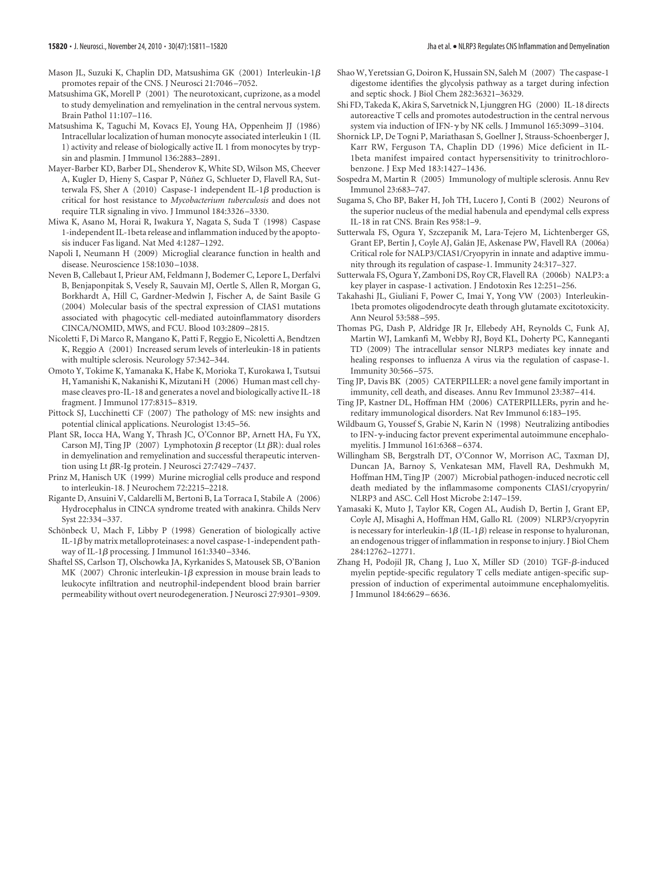Mason JL, Suzuki K, Chaplin DD, Matsushima GK (2001) Interleukin-1β promotes repair of the CNS. J Neurosci 21:7046–7052.

Matsushima GK, Morell P (2001) The neurotoxicant, cuprizone, as a model to study demyelination and remyelination in the central nervous system. Brain Pathol 11:107–116.

Matsushima K, Taguchi M, Kovacs EJ, Young HA, Oppenheim JJ (1986) Intracellular localization of human monocyte associated interleukin 1 (IL 1) activity and release of biologically active IL 1 from monocytes by trypsin and plasmin. J Immunol 136:2883–2891.

Mayer-Barber KD, Barber DL, Shenderov K, White SD, Wilson MS, Cheever A, Kugler D, Hieny S, Caspar P, Núñez G, Schlueter D, Flavell RA, Sutterwala FS, Sher A (2010) Caspase-1 independent IL-1β production is critical for host resistance to *Mycobacterium tuberculosis* and does not require TLR signaling in vivo. J Immunol 184:3326–3330.

Miwa K, Asano M, Horai R, Iwakura Y, Nagata S, Suda T (1998) Caspase 1-independent IL-1beta release and inflammation induced by the apoptosis inducer Fas ligand. Nat Med 4:1287–1292.

Napoli I, Neumann H (2009) Microglial clearance function in health and disease. Neuroscience 158:1030–1038.

Neven B, Callebaut I, Prieur AM, Feldmann J, Bodemer C, Lepore L, Derfalvi B, Benjaponpitak S, Vesely R, Sauvain MJ, Oertle S, Allen R, Morgan G, Borkhardt A, Hill C, Gardner-Medwin J, Fischer A, de Saint Basile G (2004) Molecular basis of the spectral expression of CIAS1 mutations associated with phagocytic cell-mediated autoinflammatory disorders CINCA/NOMID, MWS, and FCU. Blood 103:2809–2815.

Nicoletti F, Di Marco R, Mangano K, Patti F, Reggio E, Nicoletti A, Bendtzen K, Reggio A (2001) Increased serum levels of interleukin-18 in patients with multiple sclerosis. Neurology 57:342–344.

Omoto Y, Tokime K, Yamanaka K, Habe K, Morioka T, Kurokawa I, Tsutsui H, Yamanishi K, Nakanishi K, Mizutani H (2006) Human mast cell chymase cleaves pro-IL-18 and generates a novel and biologically active IL-18 fragment. J Immunol 177:8315–8319.

Pittock SJ, Lucchinetti CF (2007) The pathology of MS: new insights and potential clinical applications. Neurologist 13:45–56.

Plant SR, Iocca HA, Wang Y, Thrash JC, O'Connor BP, Arnett HA, Fu YX, Carson MJ, Ting JP (2007) Lymphotoxin β receptor (Lt βR): dual roles in demyelination and remyelination and successful therapeutic intervention using Lt βR-Ig protein. J Neurosci 27:7429–7437.

Prinz M, Hanisch UK (1999) Murine microglial cells produce and respond to interleukin-18. J Neurochem 72:2215–2218.

Rigante D, Ansuini V, Caldarelli M, Bertoni B, La Torraca I, Stabile A (2006) Hydrocephalus in CINCA syndrome treated with anakinra. Childs Nerv Syst 22:334–337.

Schönbeck U, Mach F, Libby P (1998) Generation of biologically active IL-1β by matrix metalloproteinases: a novel caspase-1-independent pathway of IL-1β processing. J Immunol 161:3340–3346.

Shaftel SS, Carlson TJ, Olschowka JA, Kyrkanides S, Matousek SB, O'Banion MK (2007) Chronic interleukin-1β expression in mouse brain leads to leukocyte infiltration and neutrophil-independent blood brain barrier permeability without overt neurodegeneration. J Neurosci 27:9301–9309.

Shao W, Yeretssian G, Doiron K, Hussain SN, Saleh M (2007) The caspase-1 digestome identifies the glycolysis pathway as a target during infection and septic shock. J Biol Chem 282:36321–36329.

Shi FD, Takeda K, Akira S, Sarvetnick N, Ljunggren HG (2000) IL-18 directs autoreactive T cells and promotes autodestruction in the central nervous system via induction of IFN-γ by NK cells. J Immunol 165:3099–3104.

Shornick LP, De Togni P, Mariathasan S, Goellner J, Strauss-Schoenberger J, Karr RW, Ferguson TA, Chaplin DD (1996) Mice deficient in IL-1beta manifest impaired contact hypersensitivity to trinitrochlorobenzone. J Exp Med 183:1427–1436.

Sospedra M, Martin R (2005) Immunology of multiple sclerosis. Annu Rev Immunol 23:683–747.

Sugama S, Cho BP, Baker H, Joh TH, Lucero J, Conti B (2002) Neurons of the superior nucleus of the medial habenula and ependymal cells express IL-18 in rat CNS. Brain Res 958:1–9.

Sutterwala FS, Ogura Y, Szczepanik M, Lara-Tejero M, Lichtenberger GS, Grant EP, Bertin J, Coyle AJ, Galán JE, Askenase PW, Flavell RA (2006a) Critical role for NALP3/CIAS1/Cryopyrin in innate and adaptive immunity through its regulation of caspase-1. Immunity 24:317–327.

Sutterwala FS, Ogura Y, Zamboni DS, Roy CR, Flavell RA (2006b) NALP3: a key player in caspase-1 activation. J Endotoxin Res 12:251–256.

Takahashi JL, Giuliani F, Power C, Imai Y, Yong VW (2003) Interleukin-1beta promotes oligodendrocyte death through glutamate excitotoxicity. Ann Neurol 53:588–595.

Thomas PG, Dash P, Aldridge JR Jr, Ellebedy AH, Reynolds C, Funk AJ, Martin WJ, Lamkanfi M, Webby RJ, Boyd KL, Doherty PC, Kanneganti TD (2009) The intracellular sensor NLRP3 mediates key innate and healing responses to influenza A virus via the regulation of caspase-1. Immunity 30:566–575.

Ting JP, Davis BK (2005) CATERPILLER: a novel gene family important in immunity, cell death, and diseases. Annu Rev Immunol 23:387–414.

Ting JP, Kastner DL, Hoffman HM (2006) CATERPILLERs, pyrin and hereditary immunological disorders. Nat Rev Immunol 6:183–195.

Wildbaum G, Youssef S, Grabie N, Karin N (1998) Neutralizing antibodies to IFN-γ-inducing factor prevent experimental autoimmune encephalomyelitis. J Immunol 161:6368–6374.

Willingham SB, Bergstralh DT, O'Connor W, Morrison AC, Taxman DJ, Duncan JA, Barnoy S, Venkatesan MM, Flavell RA, Deshmukh M, Hoffman HM, Ting JP (2007) Microbial pathogen-induced necrotic cell death mediated by the inflammasome components CIAS1/cryopyrin/NLRP3 and ASC. Cell Host Microbe 2:147–159.

Yamasaki K, Muto J, Taylor KR, Cogen AL, Audish D, Bertin J, Grant EP, Coyle AJ, Misaghi A, Hoffman HM, Gallo RL (2009) NLRP3/cryopyrin is necessary for interleukin-1β (IL-1β) release in response to hyaluronan, an endogenous trigger of inflammation in response to injury. J Biol Chem 284:12762–12771.

Zhang H, Podojil JR, Chang J, Luo X, Miller SD (2010) TGF-β-induced myelin peptide-specific regulatory T cells mediate antigen-specific suppression of induction of experimental autoimmune encephalomyelitis. J Immunol 184:6629–6636.